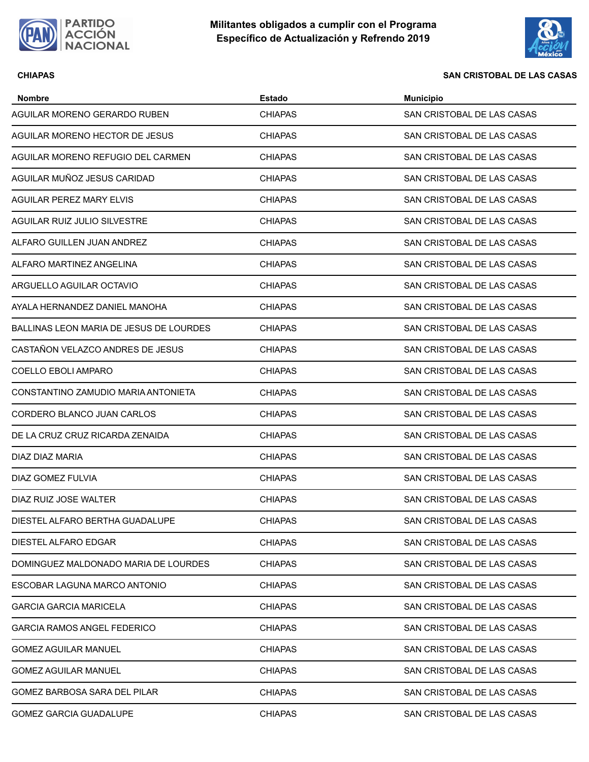# Militantes obligados a cumplir con el Programa Específico de Actualización y Refrendo 2019

**CHIAPAS** | **SAN CRISTOBAL DE LAS CASAS**

| Nombre | Estado | Municipio |
|---|---|---|
| AGUILAR MORENO GERARDO RUBEN | CHIAPAS | SAN CRISTOBAL DE LAS CASAS |
| AGUILAR MORENO HECTOR DE JESUS | CHIAPAS | SAN CRISTOBAL DE LAS CASAS |
| AGUILAR MORENO REFUGIO DEL CARMEN | CHIAPAS | SAN CRISTOBAL DE LAS CASAS |
| AGUILAR MUÑOZ JESUS CARIDAD | CHIAPAS | SAN CRISTOBAL DE LAS CASAS |
| AGUILAR PEREZ MARY ELVIS | CHIAPAS | SAN CRISTOBAL DE LAS CASAS |
| AGUILAR RUIZ JULIO SILVESTRE | CHIAPAS | SAN CRISTOBAL DE LAS CASAS |
| ALFARO GUILLEN JUAN ANDREZ | CHIAPAS | SAN CRISTOBAL DE LAS CASAS |
| ALFARO MARTINEZ ANGELINA | CHIAPAS | SAN CRISTOBAL DE LAS CASAS |
| ARGUELLO AGUILAR OCTAVIO | CHIAPAS | SAN CRISTOBAL DE LAS CASAS |
| AYALA HERNANDEZ DANIEL MANOHA | CHIAPAS | SAN CRISTOBAL DE LAS CASAS |
| BALLINAS LEON MARIA DE JESUS DE LOURDES | CHIAPAS | SAN CRISTOBAL DE LAS CASAS |
| CASTAÑON VELAZCO ANDRES DE JESUS | CHIAPAS | SAN CRISTOBAL DE LAS CASAS |
| COELLO EBOLI AMPARO | CHIAPAS | SAN CRISTOBAL DE LAS CASAS |
| CONSTANTINO ZAMUDIO MARIA ANTONIETA | CHIAPAS | SAN CRISTOBAL DE LAS CASAS |
| CORDERO BLANCO JUAN CARLOS | CHIAPAS | SAN CRISTOBAL DE LAS CASAS |
| DE LA CRUZ CRUZ RICARDA ZENAIDA | CHIAPAS | SAN CRISTOBAL DE LAS CASAS |
| DIAZ DIAZ MARIA | CHIAPAS | SAN CRISTOBAL DE LAS CASAS |
| DIAZ GOMEZ FULVIA | CHIAPAS | SAN CRISTOBAL DE LAS CASAS |
| DIAZ RUIZ JOSE WALTER | CHIAPAS | SAN CRISTOBAL DE LAS CASAS |
| DIESTEL ALFARO BERTHA GUADALUPE | CHIAPAS | SAN CRISTOBAL DE LAS CASAS |
| DIESTEL ALFARO EDGAR | CHIAPAS | SAN CRISTOBAL DE LAS CASAS |
| DOMINGUEZ MALDONADO MARIA DE LOURDES | CHIAPAS | SAN CRISTOBAL DE LAS CASAS |
| ESCOBAR LAGUNA MARCO ANTONIO | CHIAPAS | SAN CRISTOBAL DE LAS CASAS |
| GARCIA GARCIA MARICELA | CHIAPAS | SAN CRISTOBAL DE LAS CASAS |
| GARCIA RAMOS ANGEL FEDERICO | CHIAPAS | SAN CRISTOBAL DE LAS CASAS |
| GOMEZ AGUILAR MANUEL | CHIAPAS | SAN CRISTOBAL DE LAS CASAS |
| GOMEZ AGUILAR MANUEL | CHIAPAS | SAN CRISTOBAL DE LAS CASAS |
| GOMEZ BARBOSA SARA DEL PILAR | CHIAPAS | SAN CRISTOBAL DE LAS CASAS |
| GOMEZ GARCIA GUADALUPE | CHIAPAS | SAN CRISTOBAL DE LAS CASAS |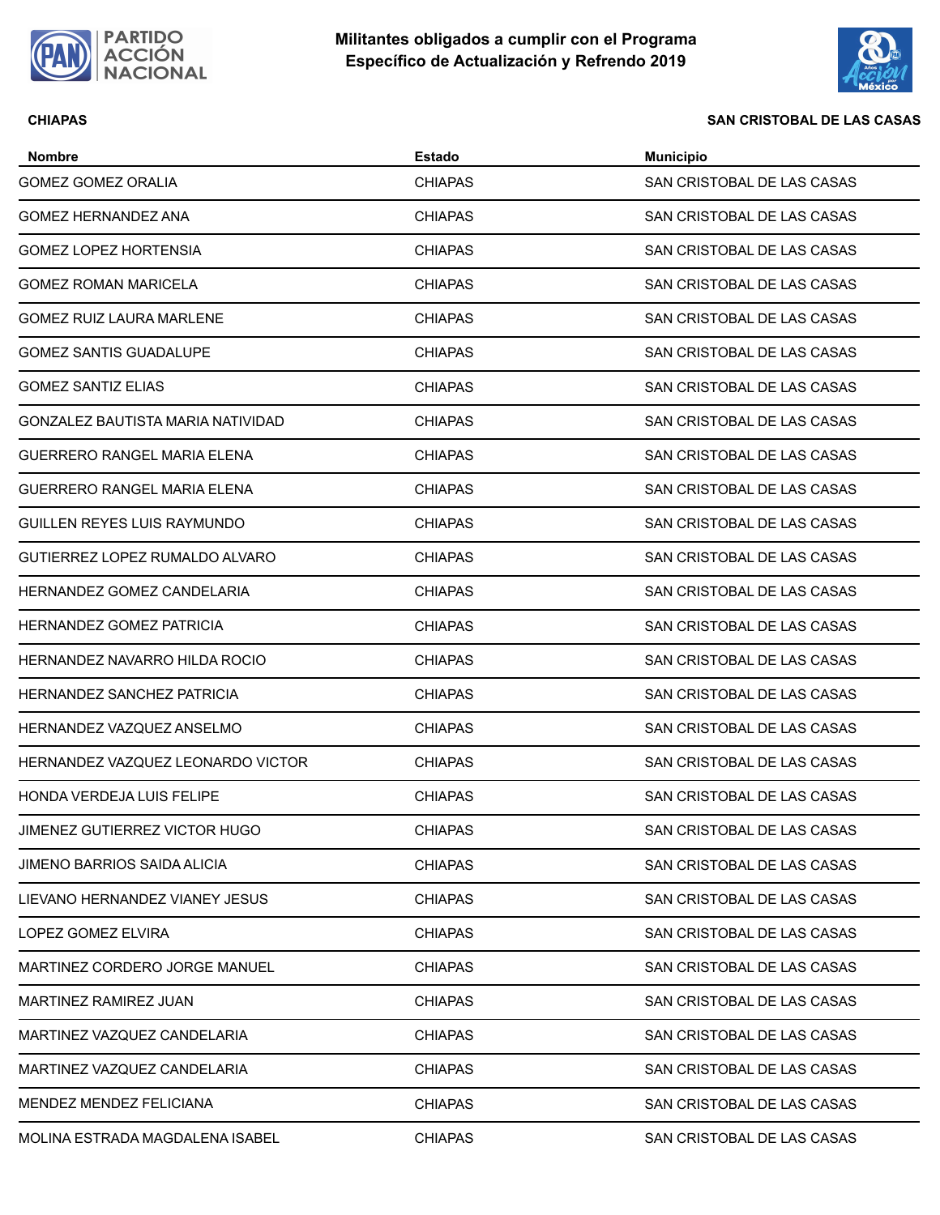**Militantes obligados a cumplir con el Programa Específico de Actualización y Refrendo 2019**

**CHIAPAS** **SAN CRISTOBAL DE LAS CASAS**

| Nombre | Estado | Municipio |
|---|---|---|
| GOMEZ GOMEZ ORALIA | CHIAPAS | SAN CRISTOBAL DE LAS CASAS |
| GOMEZ HERNANDEZ ANA | CHIAPAS | SAN CRISTOBAL DE LAS CASAS |
| GOMEZ LOPEZ HORTENSIA | CHIAPAS | SAN CRISTOBAL DE LAS CASAS |
| GOMEZ ROMAN MARICELA | CHIAPAS | SAN CRISTOBAL DE LAS CASAS |
| GOMEZ RUIZ LAURA MARLENE | CHIAPAS | SAN CRISTOBAL DE LAS CASAS |
| GOMEZ SANTIS GUADALUPE | CHIAPAS | SAN CRISTOBAL DE LAS CASAS |
| GOMEZ SANTIZ ELIAS | CHIAPAS | SAN CRISTOBAL DE LAS CASAS |
| GONZALEZ BAUTISTA MARIA NATIVIDAD | CHIAPAS | SAN CRISTOBAL DE LAS CASAS |
| GUERRERO RANGEL MARIA ELENA | CHIAPAS | SAN CRISTOBAL DE LAS CASAS |
| GUERRERO RANGEL MARIA ELENA | CHIAPAS | SAN CRISTOBAL DE LAS CASAS |
| GUILLEN REYES LUIS RAYMUNDO | CHIAPAS | SAN CRISTOBAL DE LAS CASAS |
| GUTIERREZ LOPEZ RUMALDO ALVARO | CHIAPAS | SAN CRISTOBAL DE LAS CASAS |
| HERNANDEZ GOMEZ CANDELARIA | CHIAPAS | SAN CRISTOBAL DE LAS CASAS |
| HERNANDEZ GOMEZ PATRICIA | CHIAPAS | SAN CRISTOBAL DE LAS CASAS |
| HERNANDEZ NAVARRO HILDA ROCIO | CHIAPAS | SAN CRISTOBAL DE LAS CASAS |
| HERNANDEZ SANCHEZ PATRICIA | CHIAPAS | SAN CRISTOBAL DE LAS CASAS |
| HERNANDEZ VAZQUEZ ANSELMO | CHIAPAS | SAN CRISTOBAL DE LAS CASAS |
| HERNANDEZ VAZQUEZ LEONARDO VICTOR | CHIAPAS | SAN CRISTOBAL DE LAS CASAS |
| HONDA VERDEJA LUIS FELIPE | CHIAPAS | SAN CRISTOBAL DE LAS CASAS |
| JIMENEZ GUTIERREZ VICTOR HUGO | CHIAPAS | SAN CRISTOBAL DE LAS CASAS |
| JIMENO BARRIOS SAIDA ALICIA | CHIAPAS | SAN CRISTOBAL DE LAS CASAS |
| LIEVANO HERNANDEZ VIANEY JESUS | CHIAPAS | SAN CRISTOBAL DE LAS CASAS |
| LOPEZ GOMEZ ELVIRA | CHIAPAS | SAN CRISTOBAL DE LAS CASAS |
| MARTINEZ CORDERO JORGE MANUEL | CHIAPAS | SAN CRISTOBAL DE LAS CASAS |
| MARTINEZ RAMIREZ JUAN | CHIAPAS | SAN CRISTOBAL DE LAS CASAS |
| MARTINEZ VAZQUEZ CANDELARIA | CHIAPAS | SAN CRISTOBAL DE LAS CASAS |
| MARTINEZ VAZQUEZ CANDELARIA | CHIAPAS | SAN CRISTOBAL DE LAS CASAS |
| MENDEZ MENDEZ FELICIANA | CHIAPAS | SAN CRISTOBAL DE LAS CASAS |
| MOLINA ESTRADA MAGDALENA ISABEL | CHIAPAS | SAN CRISTOBAL DE LAS CASAS |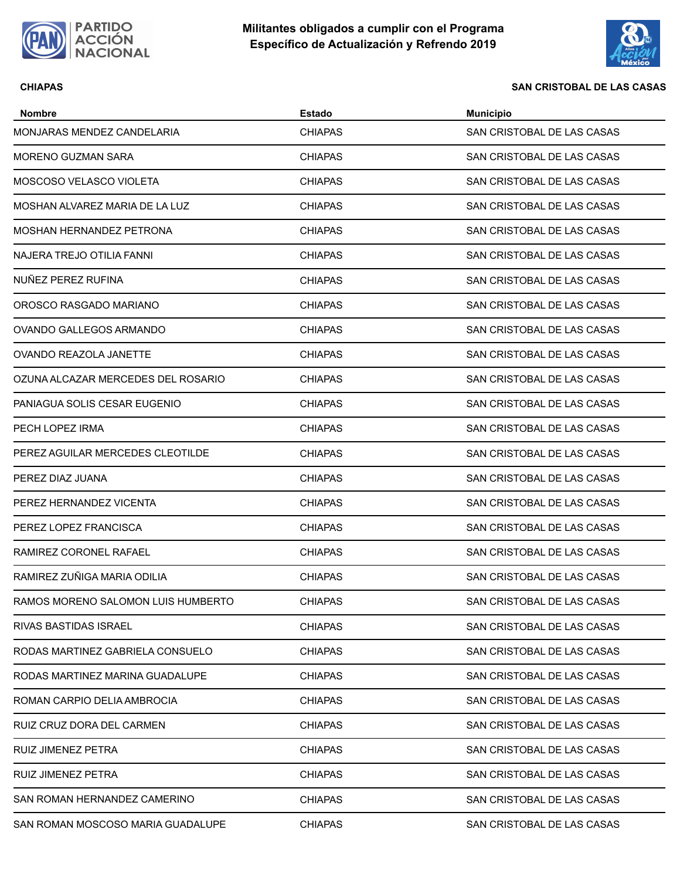**CHIAPAS** **SAN CRISTOBAL DE LAS CASAS**

| Nombre | Estado | Municipio |
|---|---|---|
| MONJARAS MENDEZ CANDELARIA | CHIAPAS | SAN CRISTOBAL DE LAS CASAS |
| MORENO GUZMAN SARA | CHIAPAS | SAN CRISTOBAL DE LAS CASAS |
| MOSCOSO VELASCO VIOLETA | CHIAPAS | SAN CRISTOBAL DE LAS CASAS |
| MOSHAN ALVAREZ MARIA DE LA LUZ | CHIAPAS | SAN CRISTOBAL DE LAS CASAS |
| MOSHAN HERNANDEZ PETRONA | CHIAPAS | SAN CRISTOBAL DE LAS CASAS |
| NAJERA TREJO OTILIA FANNI | CHIAPAS | SAN CRISTOBAL DE LAS CASAS |
| NUÑEZ PEREZ RUFINA | CHIAPAS | SAN CRISTOBAL DE LAS CASAS |
| OROSCO RASGADO MARIANO | CHIAPAS | SAN CRISTOBAL DE LAS CASAS |
| OVANDO GALLEGOS ARMANDO | CHIAPAS | SAN CRISTOBAL DE LAS CASAS |
| OVANDO REAZOLA JANETTE | CHIAPAS | SAN CRISTOBAL DE LAS CASAS |
| OZUNA ALCAZAR MERCEDES DEL ROSARIO | CHIAPAS | SAN CRISTOBAL DE LAS CASAS |
| PANIAGUA SOLIS CESAR EUGENIO | CHIAPAS | SAN CRISTOBAL DE LAS CASAS |
| PECH LOPEZ IRMA | CHIAPAS | SAN CRISTOBAL DE LAS CASAS |
| PEREZ AGUILAR MERCEDES CLEOTILDE | CHIAPAS | SAN CRISTOBAL DE LAS CASAS |
| PEREZ DIAZ JUANA | CHIAPAS | SAN CRISTOBAL DE LAS CASAS |
| PEREZ HERNANDEZ VICENTA | CHIAPAS | SAN CRISTOBAL DE LAS CASAS |
| PEREZ LOPEZ FRANCISCA | CHIAPAS | SAN CRISTOBAL DE LAS CASAS |
| RAMIREZ CORONEL RAFAEL | CHIAPAS | SAN CRISTOBAL DE LAS CASAS |
| RAMIREZ ZUÑIGA MARIA ODILIA | CHIAPAS | SAN CRISTOBAL DE LAS CASAS |
| RAMOS MORENO SALOMON LUIS HUMBERTO | CHIAPAS | SAN CRISTOBAL DE LAS CASAS |
| RIVAS BASTIDAS ISRAEL | CHIAPAS | SAN CRISTOBAL DE LAS CASAS |
| RODAS MARTINEZ GABRIELA CONSUELO | CHIAPAS | SAN CRISTOBAL DE LAS CASAS |
| RODAS MARTINEZ MARINA GUADALUPE | CHIAPAS | SAN CRISTOBAL DE LAS CASAS |
| ROMAN CARPIO DELIA AMBROCIA | CHIAPAS | SAN CRISTOBAL DE LAS CASAS |
| RUIZ CRUZ DORA DEL CARMEN | CHIAPAS | SAN CRISTOBAL DE LAS CASAS |
| RUIZ JIMENEZ PETRA | CHIAPAS | SAN CRISTOBAL DE LAS CASAS |
| RUIZ JIMENEZ PETRA | CHIAPAS | SAN CRISTOBAL DE LAS CASAS |
| SAN ROMAN HERNANDEZ CAMERINO | CHIAPAS | SAN CRISTOBAL DE LAS CASAS |
| SAN ROMAN MOSCOSO MARIA GUADALUPE | CHIAPAS | SAN CRISTOBAL DE LAS CASAS |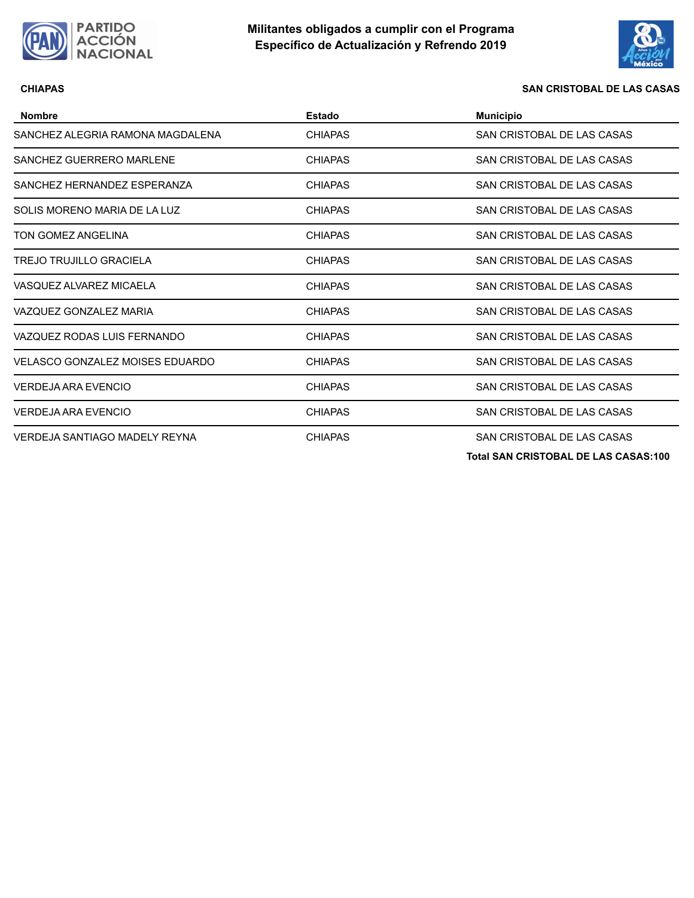**CHIAPAS** **SAN CRISTOBAL DE LAS CASAS**

| Nombre | Estado | Municipio |
|---|---|---|
| SANCHEZ ALEGRIA RAMONA MAGDALENA | CHIAPAS | SAN CRISTOBAL DE LAS CASAS |
| SANCHEZ GUERRERO MARLENE | CHIAPAS | SAN CRISTOBAL DE LAS CASAS |
| SANCHEZ HERNANDEZ ESPERANZA | CHIAPAS | SAN CRISTOBAL DE LAS CASAS |
| SOLIS MORENO MARIA DE LA LUZ | CHIAPAS | SAN CRISTOBAL DE LAS CASAS |
| TON GOMEZ ANGELINA | CHIAPAS | SAN CRISTOBAL DE LAS CASAS |
| TREJO TRUJILLO GRACIELA | CHIAPAS | SAN CRISTOBAL DE LAS CASAS |
| VASQUEZ ALVAREZ MICAELA | CHIAPAS | SAN CRISTOBAL DE LAS CASAS |
| VAZQUEZ GONZALEZ MARIA | CHIAPAS | SAN CRISTOBAL DE LAS CASAS |
| VAZQUEZ RODAS LUIS FERNANDO | CHIAPAS | SAN CRISTOBAL DE LAS CASAS |
| VELASCO GONZALEZ MOISES EDUARDO | CHIAPAS | SAN CRISTOBAL DE LAS CASAS |
| VERDEJA ARA EVENCIO | CHIAPAS | SAN CRISTOBAL DE LAS CASAS |
| VERDEJA ARA EVENCIO | CHIAPAS | SAN CRISTOBAL DE LAS CASAS |
| VERDEJA SANTIAGO MADELY REYNA | CHIAPAS | SAN CRISTOBAL DE LAS CASAS |

**Total SAN CRISTOBAL DE LAS CASAS:100**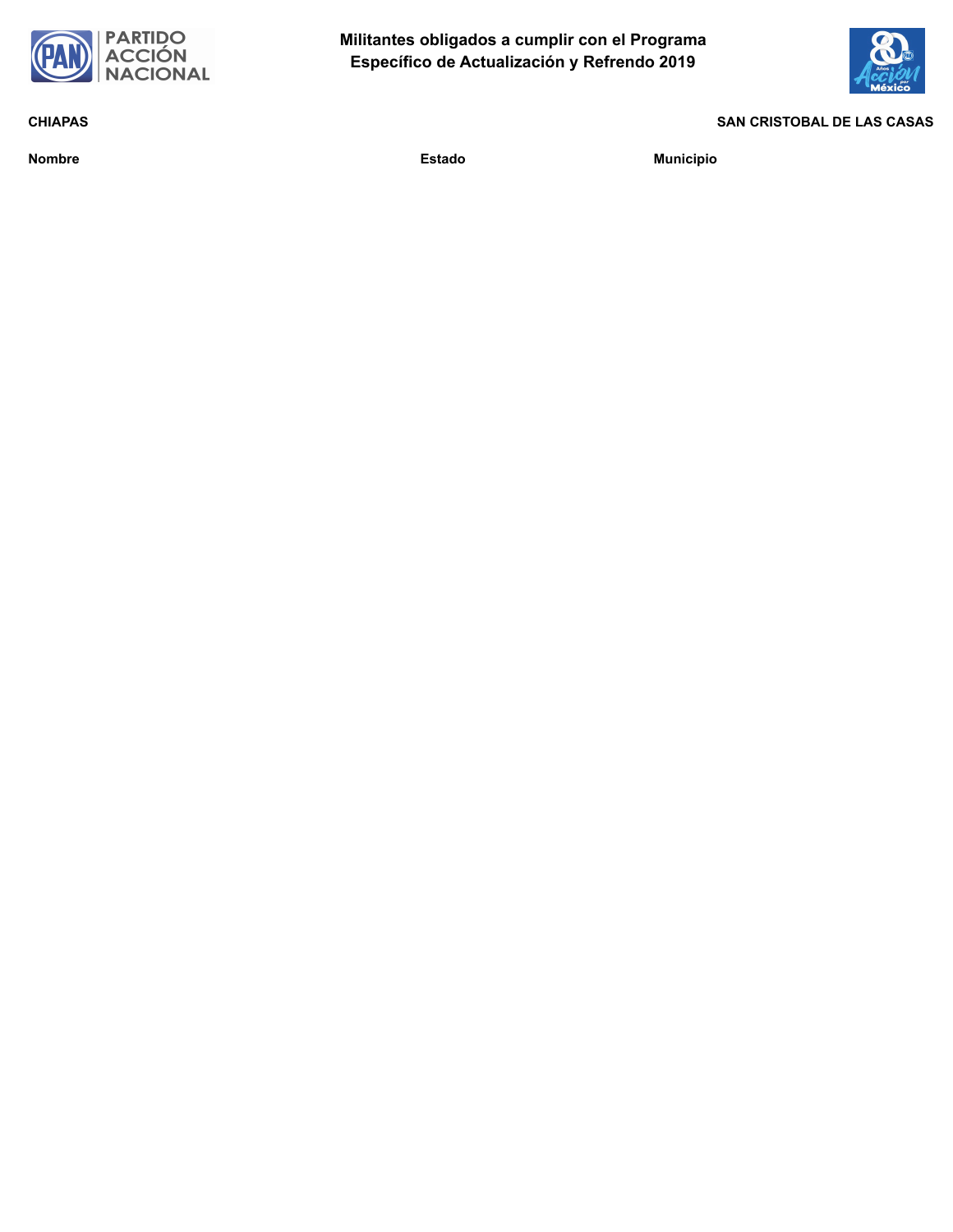**Militantes obligados a cumplir con el Programa Específico de Actualización y Refrendo 2019**

**CHIAPAS** **SAN CRISTOBAL DE LAS CASAS**

| Nombre | Estado | Municipio |
|---|---|---|